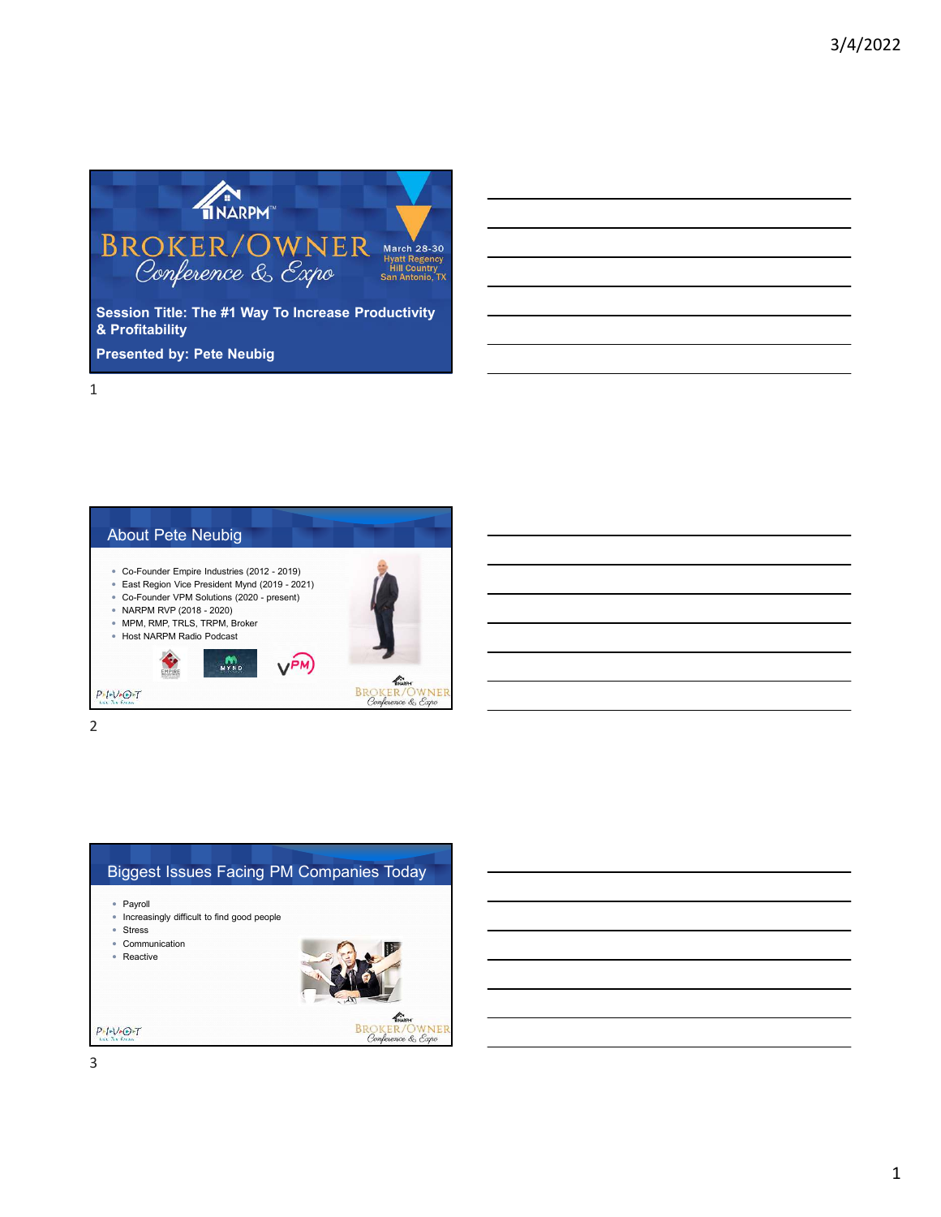# NARPM BROKER/OWNER Conference & Expo

March 28-30
Hyatt Regency Hill Country
San Antonio, TX

**Session Title: The #1 Way To Increase Productivity & Profitability**

**Presented by: Pete Neubig**

## About Pete Neubig

- Co-Founder Empire Industries (2012 - 2019)
- East Region Vice President Mynd (2019 - 2021)
- Co-Founder VPM Solutions (2020 - present)
- NARPM RVP (2018 - 2020)
- MPM, RMP, TRLS, TRPM, Broker
- Host NARPM Radio Podcast

## Biggest Issues Facing PM Companies Today

- Payroll
- Increasingly difficult to find good people
- Stress
- Communication
- Reactive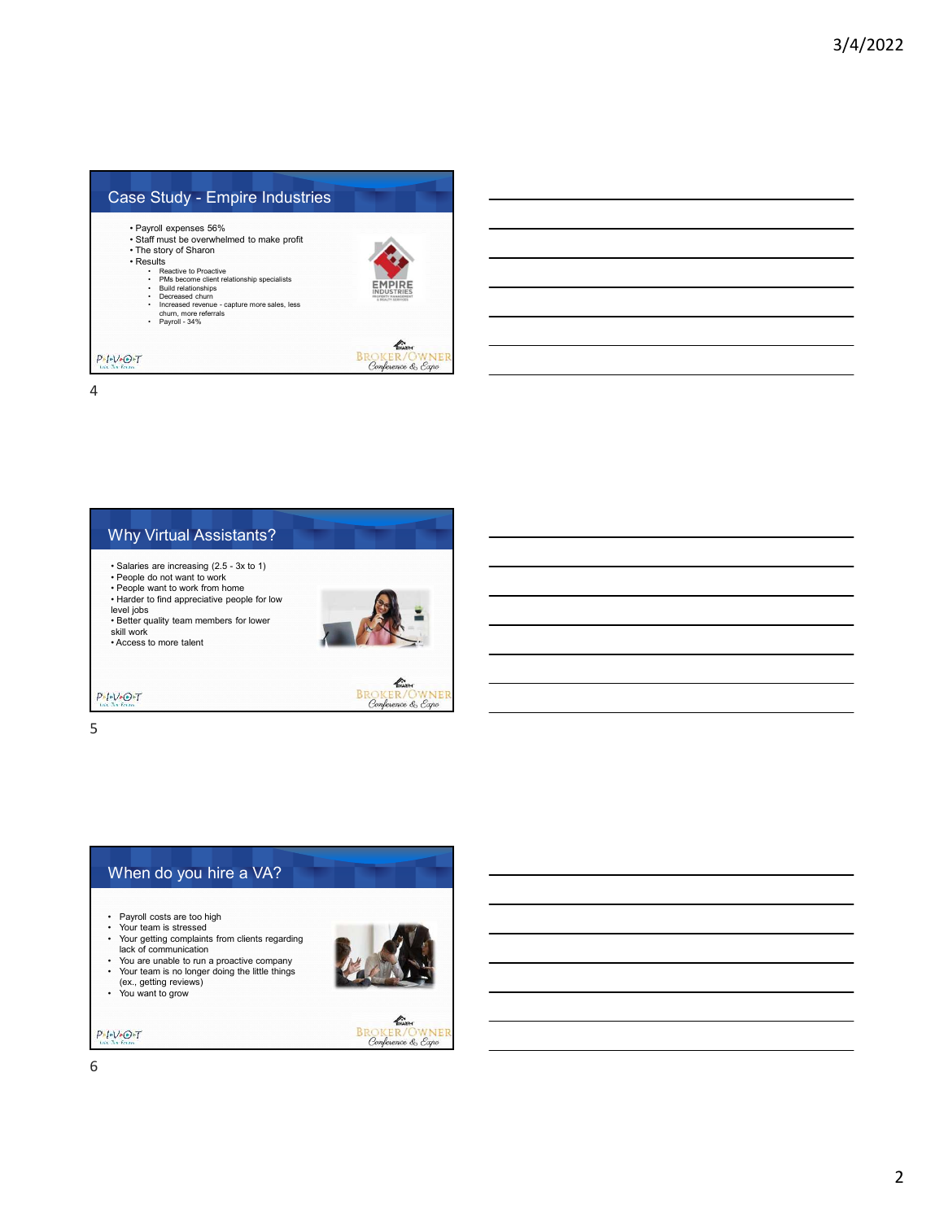## Case Study - Empire Industries

- Payroll expenses 56%
- Staff must be overwhelmed to make profit
- The story of Sharon
- Results
  - Reactive to Proactive
  - PMs become client relationship specialists
  - Build relationships
  - Decreased churn
  - Increased revenue - capture more sales, less churn, more referrals
  - Payroll - 34%

## Why Virtual Assistants?

- Salaries are increasing (2.5 - 3x to 1)
- People do not want to work
- People want to work from home
- Harder to find appreciative people for low level jobs
- Better quality team members for lower skill work
- Access to more talent

## When do you hire a VA?

- Payroll costs are too high
- Your team is stressed
- Your getting complaints from clients regarding lack of communication
- You are unable to run a proactive company
- Your team is no longer doing the little things (ex., getting reviews)
- You want to grow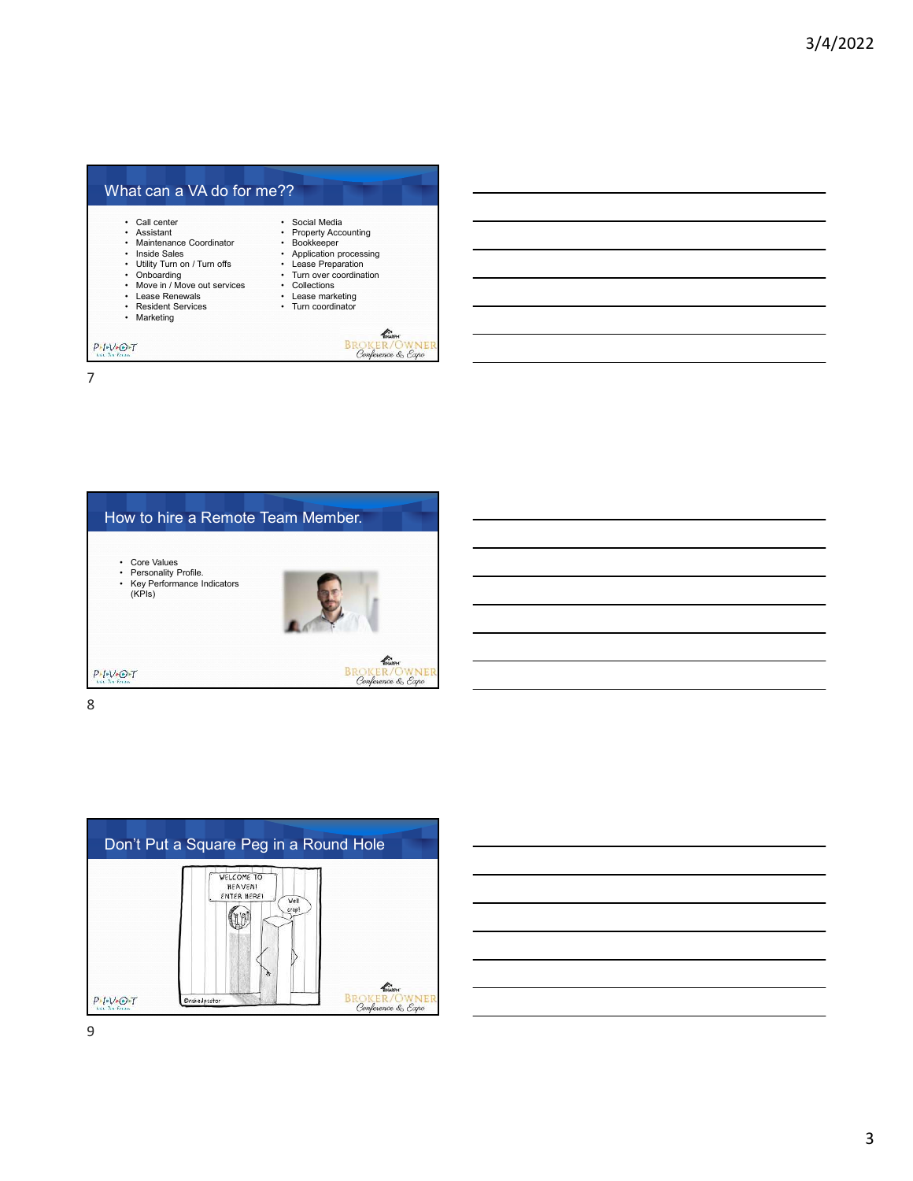## What can a VA do for me??

- Call center
- Assistant
- Maintenance Coordinator
- Inside Sales
- Utility Turn on / Turn offs
- Onboarding
- Move in / Move out services
- Lease Renewals
- Resident Services
- Marketing
- Social Media
- Property Accounting
- Bookkeeper
- Application processing
- Lease Preparation
- Turn over coordination
- Collections
- Lease marketing
- Turn coordinator

## How to hire a Remote Team Member.

- Core Values
- Personality Profile.
- Key Performance Indicators (KPIs)

## Don't Put a Square Peg in a Round Hole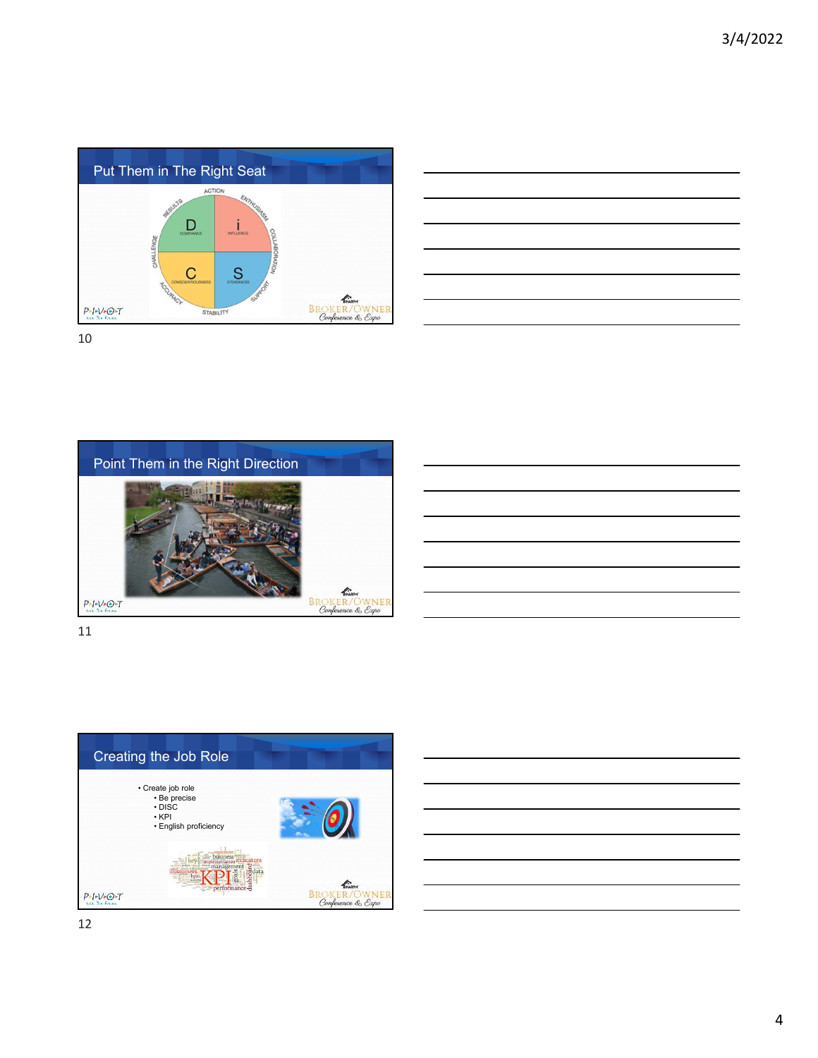## Put Them in The Right Seat

ACTION

RESULTS

ENTHUSIASM

D
DOMINANCE

i
INFLUENCE

CHALLENGE

COLLABORATION

C
CONSCIENTIOUSNESS

S
STEADINESS

ACCURACY

SUPPORT

STABILITY

10

## Point Them in the Right Direction

11

## Creating the Job Role

- Create job role
  - Be precise
  - DISC
  - KPI
  - English proficiency

12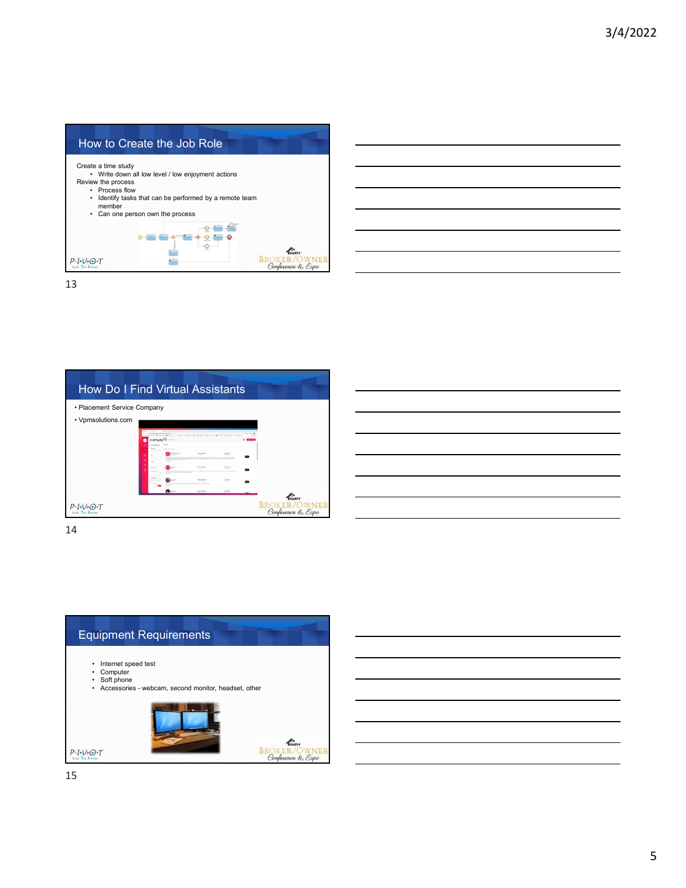## How to Create the Job Role

Create a time study
- Write down all low level / low enjoyment actions

Review the process
- Process flow
- Identify tasks that can be performed by a remote team member
- Can one person own the process

## How Do I Find Virtual Assistants

- Placement Service Company
- Vpmsolutions.com

## Equipment Requirements

- Internet speed test
- Computer
- Soft phone
- Accessories - webcam, second monitor, headset, other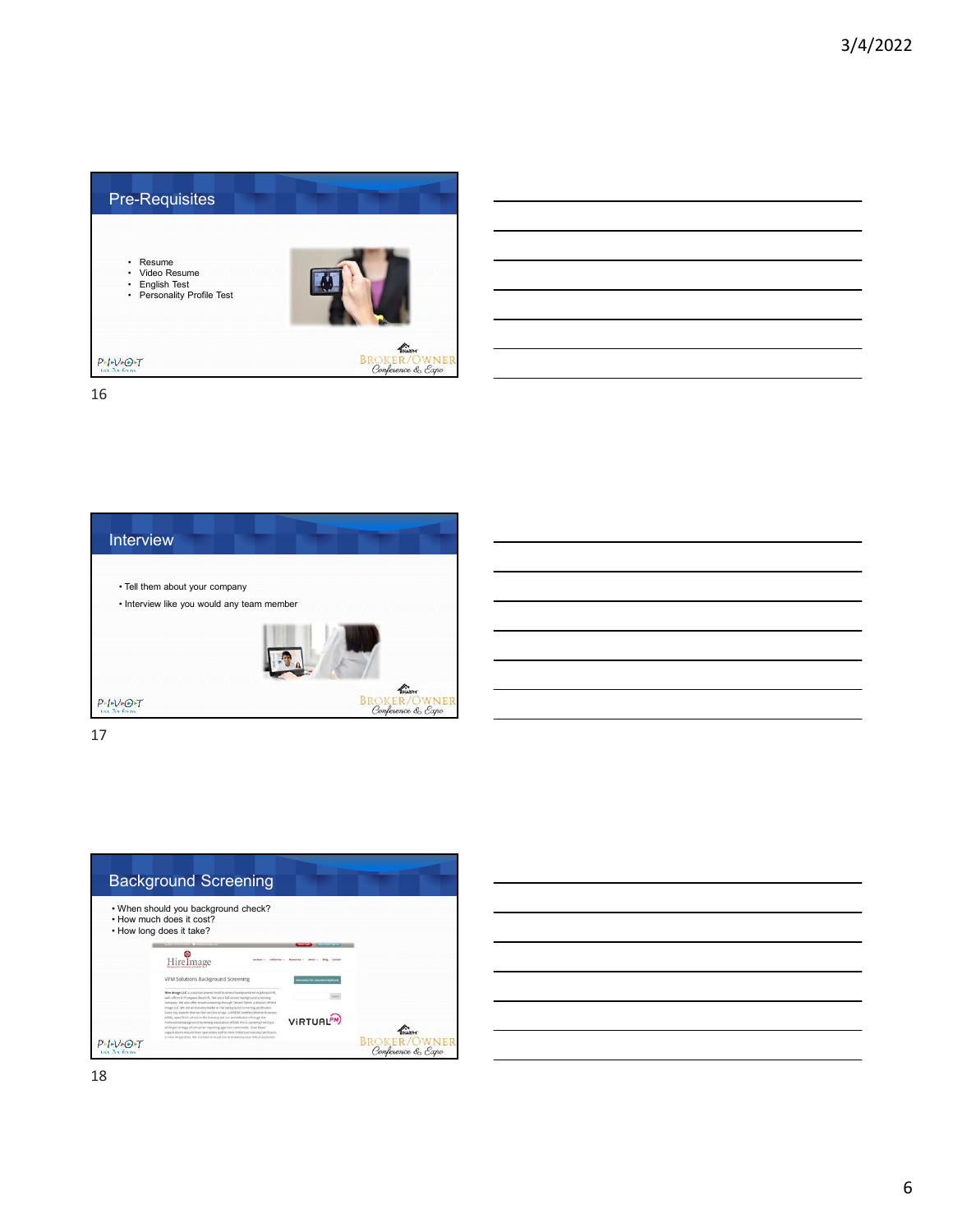## Pre-Requisites

- Resume
- Video Resume
- English Test
- Personality Profile Test

## Interview

- Tell them about your company
- Interview like you would any team member

## Background Screening

- When should you background check?
- How much does it cost?
- How long does it take?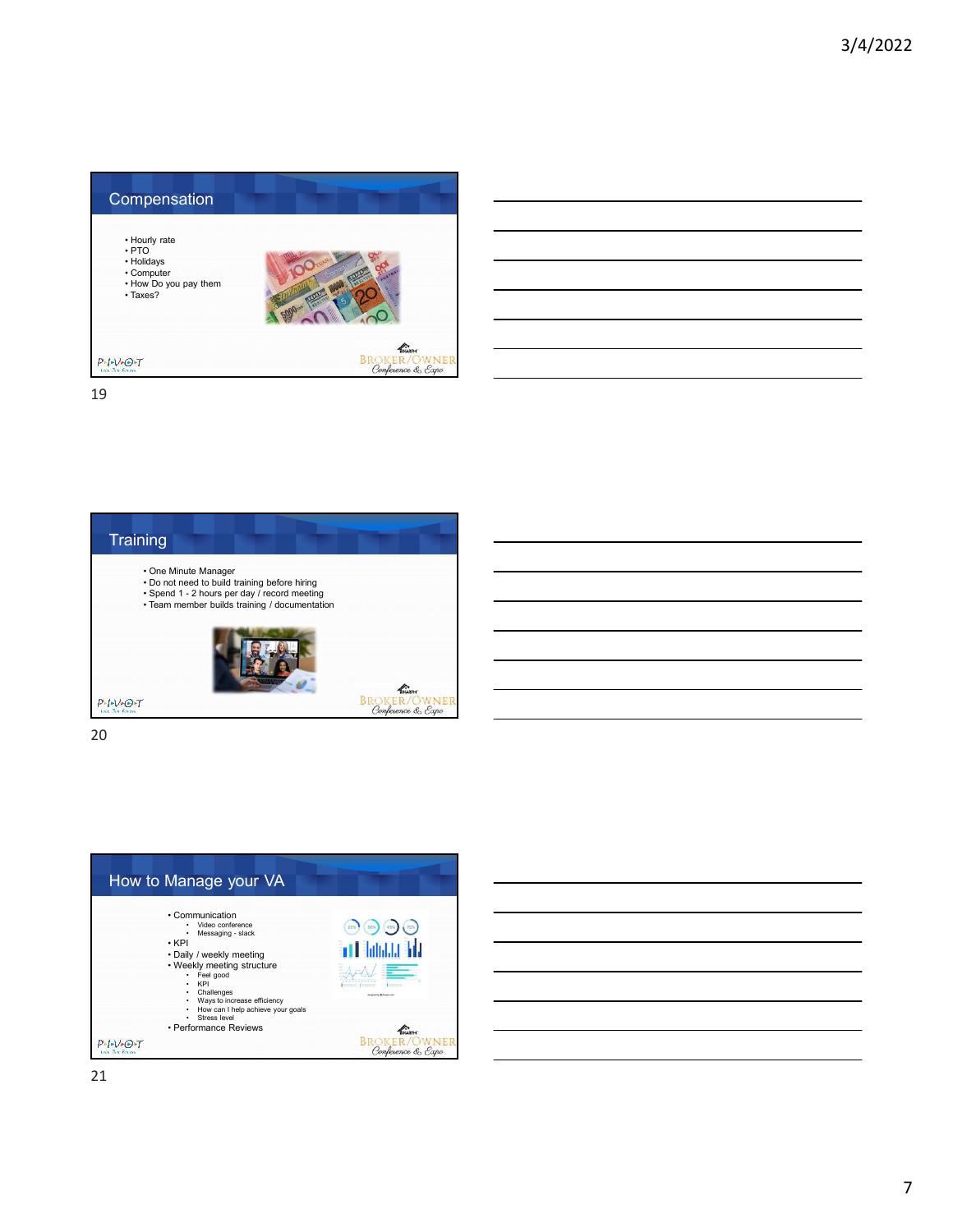## Compensation

- Hourly rate
- PTO
- Holidays
- Computer
- How Do you pay them
- Taxes?

## Training

- One Minute Manager
- Do not need to build training before hiring
- Spend 1 - 2 hours per day / record meeting
- Team member builds training / documentation

## How to Manage your VA

- Communication
  - Video conference
  - Messaging - slack
- KPI
- Daily / weekly meeting
- Weekly meeting structure
  - Feel good
  - KPI
  - Challenges
  - Ways to increase efficiency
  - How can I help achieve your goals
  - Stress level
- Performance Reviews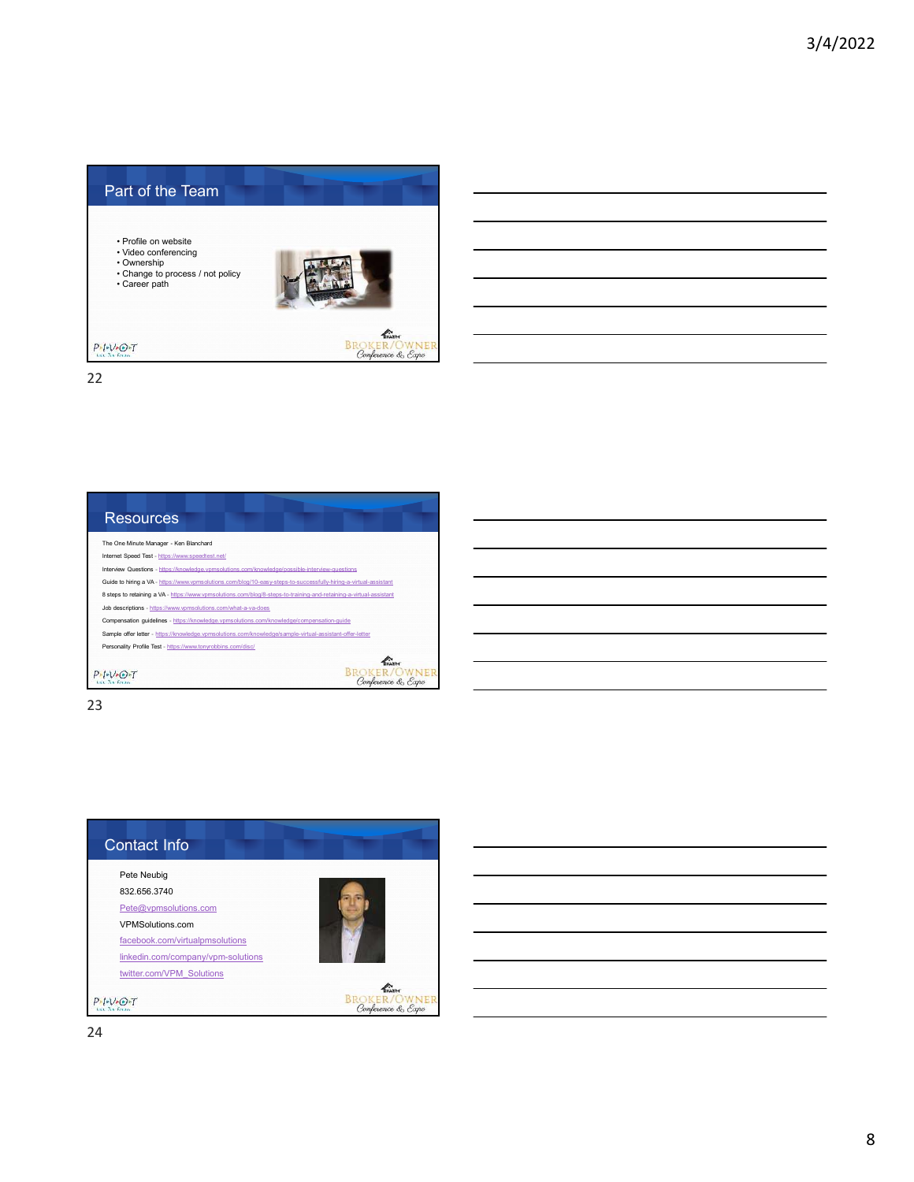## Part of the Team

- Profile on website
- Video conferencing
- Ownership
- Change to process / not policy
- Career path

## Resources

The One Minute Manager - Ken Blanchard

Internet Speed Test - https://www.speedtest.net/

Interview Questions - https://knowledge.vpmsolutions.com/knowledge/possible-interview-questions

Guide to hiring a VA - https://www.vpmsolutions.com/blog/10-easy-steps-to-successfully-hiring-a-virtual-assistant

8 steps to retaining a VA - https://www.vpmsolutions.com/blog/8-steps-to-training-and-retaining-a-virtual-assistant

Job descriptions - https://www.vpmsolutions.com/what-a-va-does

Compensation guidelines - https://knowledge.vpmsolutions.com/knowledge/compensation-guide

Sample offer letter - https://knowledge.vpmsolutions.com/knowledge/sample-virtual-assistant-offer-letter

Personality Profile Test - https://www.tonyrobbins.com/disc/

## Contact Info

Pete Neubig

832.656.3740

Pete@vpmsolutions.com

VPMSolutions.com

facebook.com/virtualpmsolutions

linkedin.com/company/vpm-solutions

twitter.com/VPM_Solutions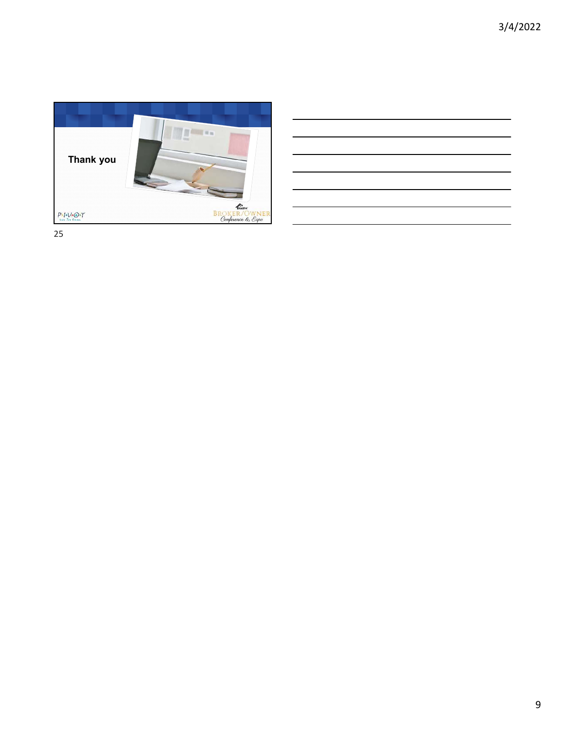Thank you

P-I-V-O-T

BROKER/OWNER
Conference & Expo

25